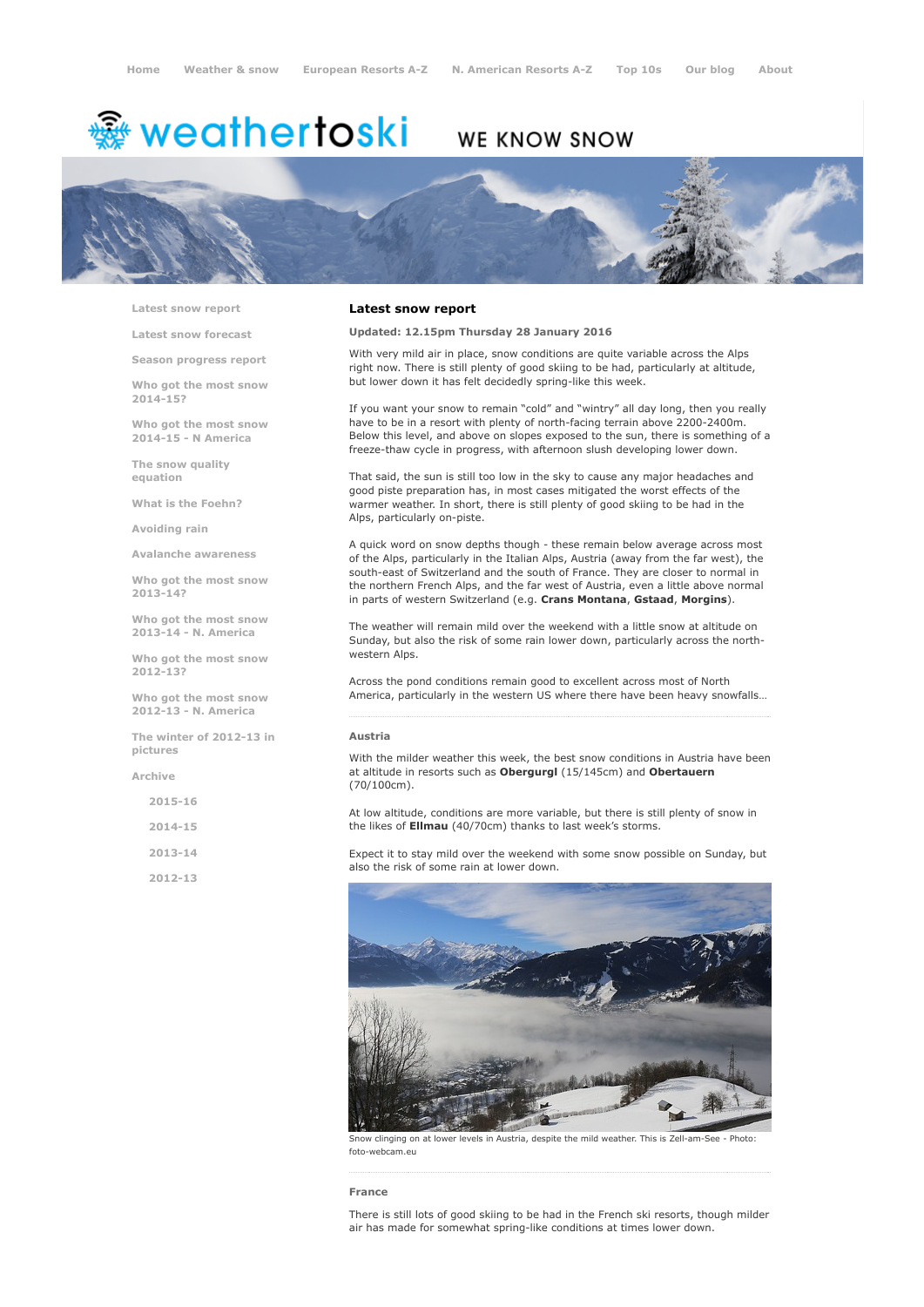Home | Weather & snow | European Resorts A-Z | N. American Resorts A-Z | Top 10s | Our blog | About

weathertoski — WE KNOW SNOW

- Latest snow report
- Latest snow forecast
- Season progress report
- Who got the most snow 2014-15?
- Who got the most snow 2014-15 - N America
- The snow quality equation
- What is the Foehn?
- Avoiding rain
- Avalanche awareness
- Who got the most snow 2013-14?
- Who got the most snow 2013-14 - N. America
- Who got the most snow 2012-13?
- Who got the most snow 2012-13 - N. America
- The winter of 2012-13 in pictures
- Archive
  - 2015-16
  - 2014-15
  - 2013-14
  - 2012-13

## Latest snow report

**Updated: 12.15pm Thursday 28 January 2016**

With very mild air in place, snow conditions are quite variable across the Alps right now. There is still plenty of good skiing to be had, particularly at altitude, but lower down it has felt decidedly spring-like this week.

If you want your snow to remain "cold" and "wintry" all day long, then you really have to be in a resort with plenty of north-facing terrain above 2200-2400m. Below this level, and above on slopes exposed to the sun, there is something of a freeze-thaw cycle in progress, with afternoon slush developing lower down.

That said, the sun is still too low in the sky to cause any major headaches and good piste preparation has, in most cases mitigated the worst effects of the warmer weather. In short, there is still plenty of good skiing to be had in the Alps, particularly on-piste.

A quick word on snow depths though - these remain below average across most of the Alps, particularly in the Italian Alps, Austria (away from the far west), the south-east of Switzerland and the south of France. They are closer to normal in the northern French Alps, and the far west of Austria, even a little above normal in parts of western Switzerland (e.g. **Crans Montana**, **Gstaad**, **Morgins**).

The weather will remain mild over the weekend with a little snow at altitude on Sunday, but also the risk of some rain lower down, particularly across the north-western Alps.

Across the pond conditions remain good to excellent across most of North America, particularly in the western US where there have been heavy snowfalls…

### Austria

With the milder weather this week, the best snow conditions in Austria have been at altitude in resorts such as **Obergurgl** (15/145cm) and **Obertauern** (70/100cm).

At low altitude, conditions are more variable, but there is still plenty of snow in the likes of **Ellmau** (40/70cm) thanks to last week's storms.

Expect it to stay mild over the weekend with some snow possible on Sunday, but also the risk of some rain at lower down.

Snow clinging on at lower levels in Austria, despite the mild weather. This is Zell-am-See - Photo: foto-webcam.eu

### France

There is still lots of good skiing to be had in the French ski resorts, though milder air has made for somewhat spring-like conditions at times lower down.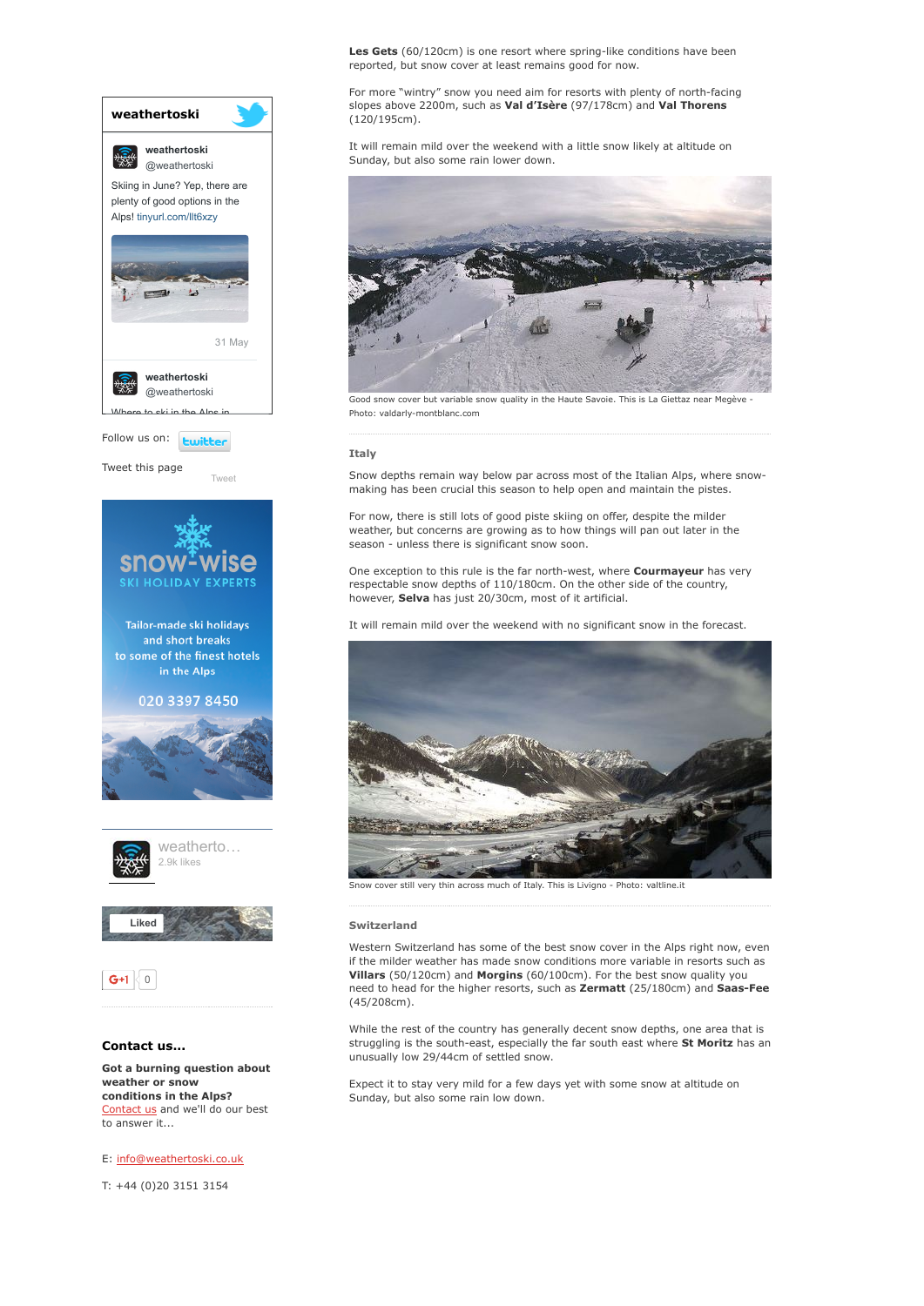**Les Gets** (60/120cm) is one resort where spring-like conditions have been reported, but snow cover at least remains good for now.

For more "wintry" snow you need aim for resorts with plenty of north-facing slopes above 2200m, such as **Val d'Isère** (97/178cm) and **Val Thorens** (120/195cm).

It will remain mild over the weekend with a little snow likely at altitude on Sunday, but also some rain lower down.

Good snow cover but variable snow quality in the Haute Savoie. This is La Giettaz near Megève - Photo: valdarly-montblanc.com

### Italy

Snow depths remain way below par across most of the Italian Alps, where snow-making has been crucial this season to help open and maintain the pistes.

For now, there is still lots of good piste skiing on offer, despite the milder weather, but concerns are growing as to how things will pan out later in the season - unless there is significant snow soon.

One exception to this rule is the far north-west, where **Courmayeur** has very respectable snow depths of 110/180cm. On the other side of the country, however, **Selva** has just 20/30cm, most of it artificial.

It will remain mild over the weekend with no significant snow in the forecast.

Snow cover still very thin across much of Italy. This is Livigno - Photo: valtline.it

### Switzerland

Western Switzerland has some of the best snow cover in the Alps right now, even if the milder weather has made snow conditions more variable in resorts such as **Villars** (50/120cm) and **Morgins** (60/100cm). For the best snow quality you need to head for the higher resorts, such as **Zermatt** (25/180cm) and **Saas-Fee** (45/208cm).

While the rest of the country has generally decent snow depths, one area that is struggling is the south-east, especially the far south east where **St Moritz** has an unusually low 29/44cm of settled snow.

Expect it to stay very mild for a few days yet with some snow at altitude on Sunday, but also some rain low down.

**weathertoski**

weathertoski @weathertoski

Skiing in June? Yep, there are plenty of good options in the Alps! tinyurl.com/llt6xzy

31 May

weathertoski @weathertoski

Follow us on:

Tweet this page

**Contact us...**

**Got a burning question about weather or snow conditions in the Alps?** Contact us and we'll do our best to answer it...

E: info@weathertoski.co.uk

T: +44 (0)20 3151 3154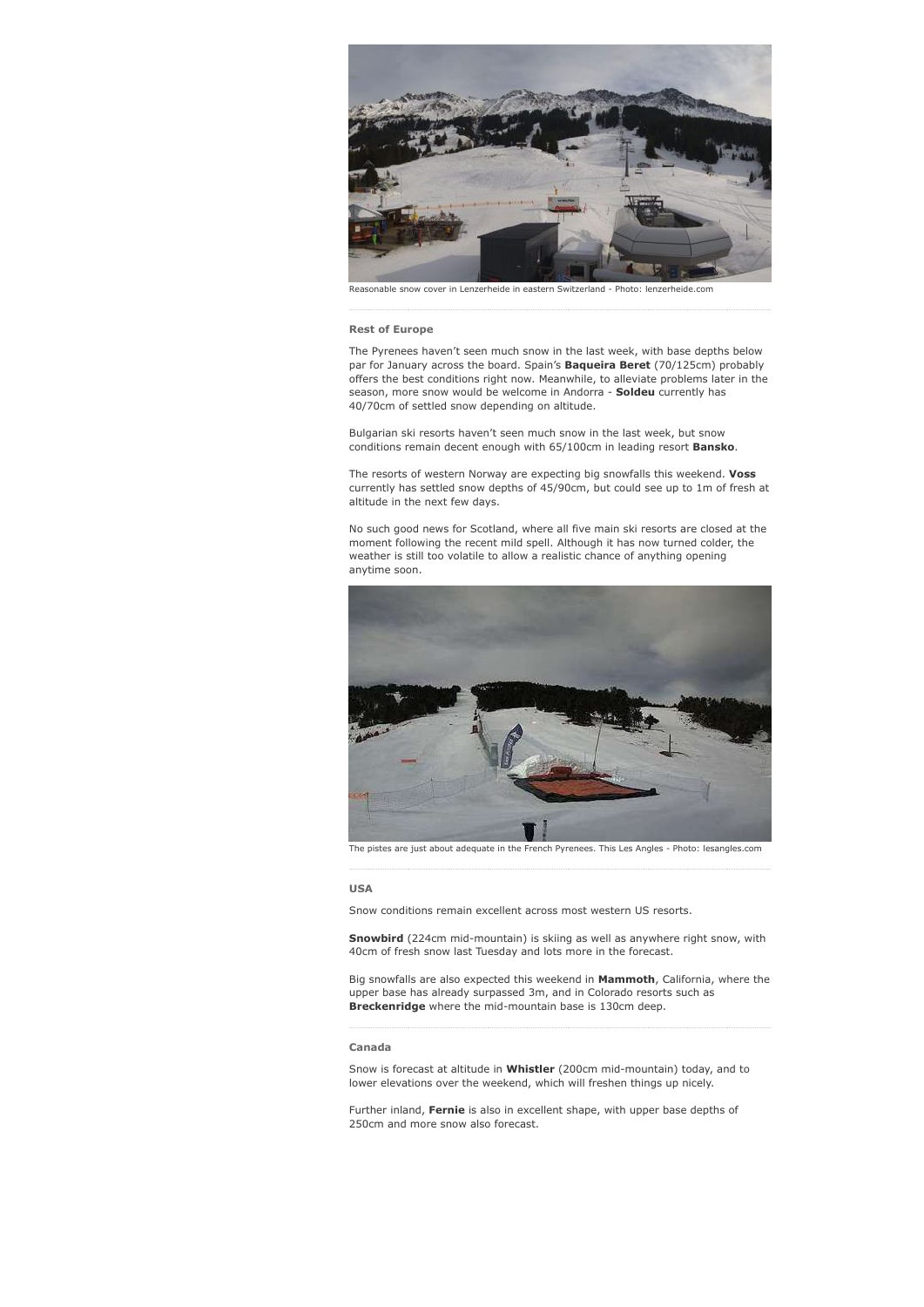Reasonable snow cover in Lenzerheide in eastern Switzerland - Photo: lenzerheide.com

### Rest of Europe

The Pyrenees haven't seen much snow in the last week, with base depths below par for January across the board. Spain's **Baqueira Beret** (70/125cm) probably offers the best conditions right now. Meanwhile, to alleviate problems later in the season, more snow would be welcome in Andorra - **Soldeu** currently has 40/70cm of settled snow depending on altitude.

Bulgarian ski resorts haven't seen much snow in the last week, but snow conditions remain decent enough with 65/100cm in leading resort **Bansko**.

The resorts of western Norway are expecting big snowfalls this weekend. **Voss** currently has settled snow depths of 45/90cm, but could see up to 1m of fresh at altitude in the next few days.

No such good news for Scotland, where all five main ski resorts are closed at the moment following the recent mild spell. Although it has now turned colder, the weather is still too volatile to allow a realistic chance of anything opening anytime soon.

The pistes are just about adequate in the French Pyrenees. This Les Angles - Photo: lesangles.com

### USA

Snow conditions remain excellent across most western US resorts.

**Snowbird** (224cm mid-mountain) is skiing as well as anywhere right snow, with 40cm of fresh snow last Tuesday and lots more in the forecast.

Big snowfalls are also expected this weekend in **Mammoth**, California, where the upper base has already surpassed 3m, and in Colorado resorts such as **Breckenridge** where the mid-mountain base is 130cm deep.

### Canada

Snow is forecast at altitude in **Whistler** (200cm mid-mountain) today, and to lower elevations over the weekend, which will freshen things up nicely.

Further inland, **Fernie** is also in excellent shape, with upper base depths of 250cm and more snow also forecast.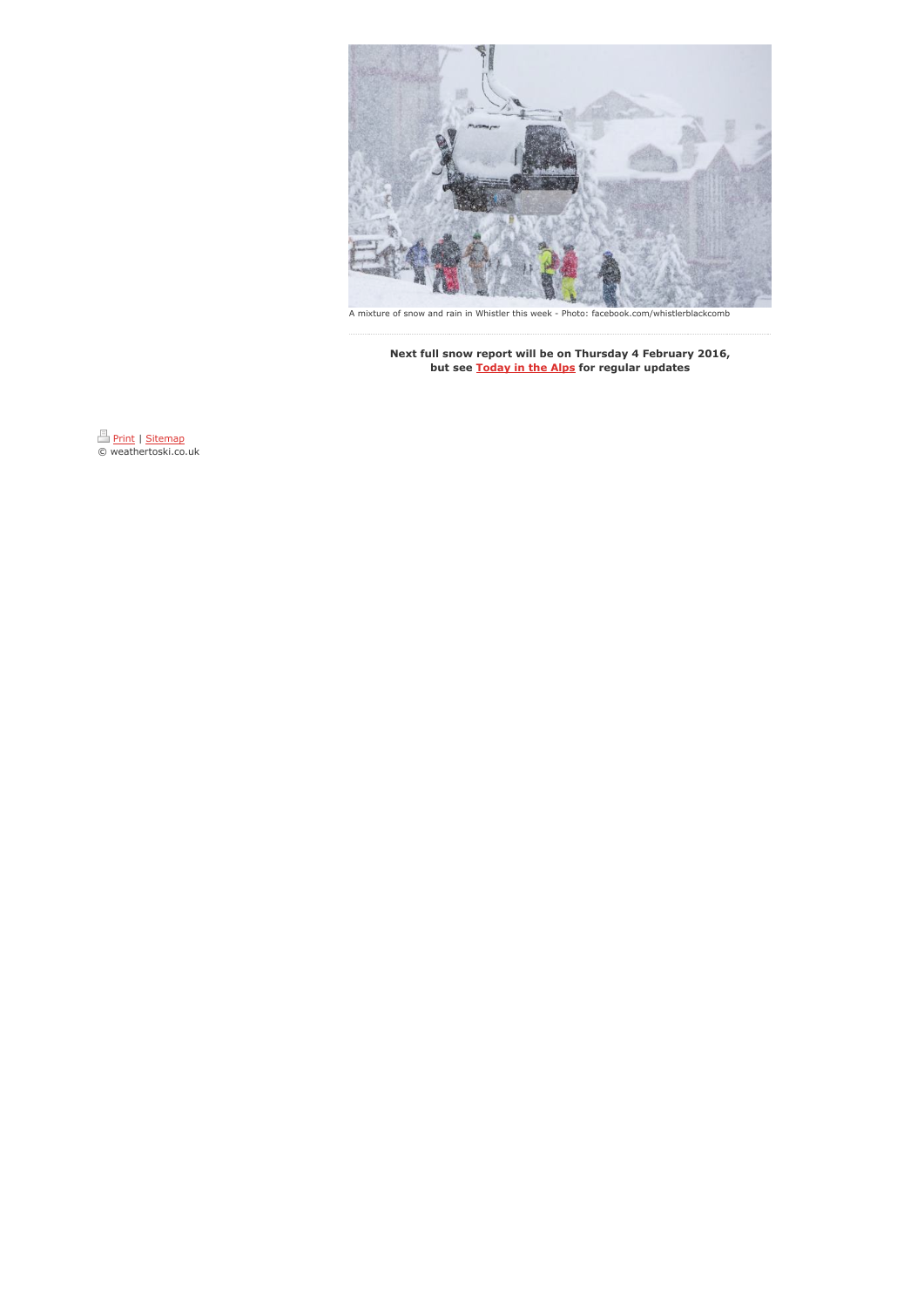A mixture of snow and rain in Whistler this week - Photo: facebook.com/whistlerblackcomb

**Next full snow report will be on Thursday 4 February 2016, but see Today in the Alps for regular updates**

Print | Sitemap
© weathertoski.co.uk